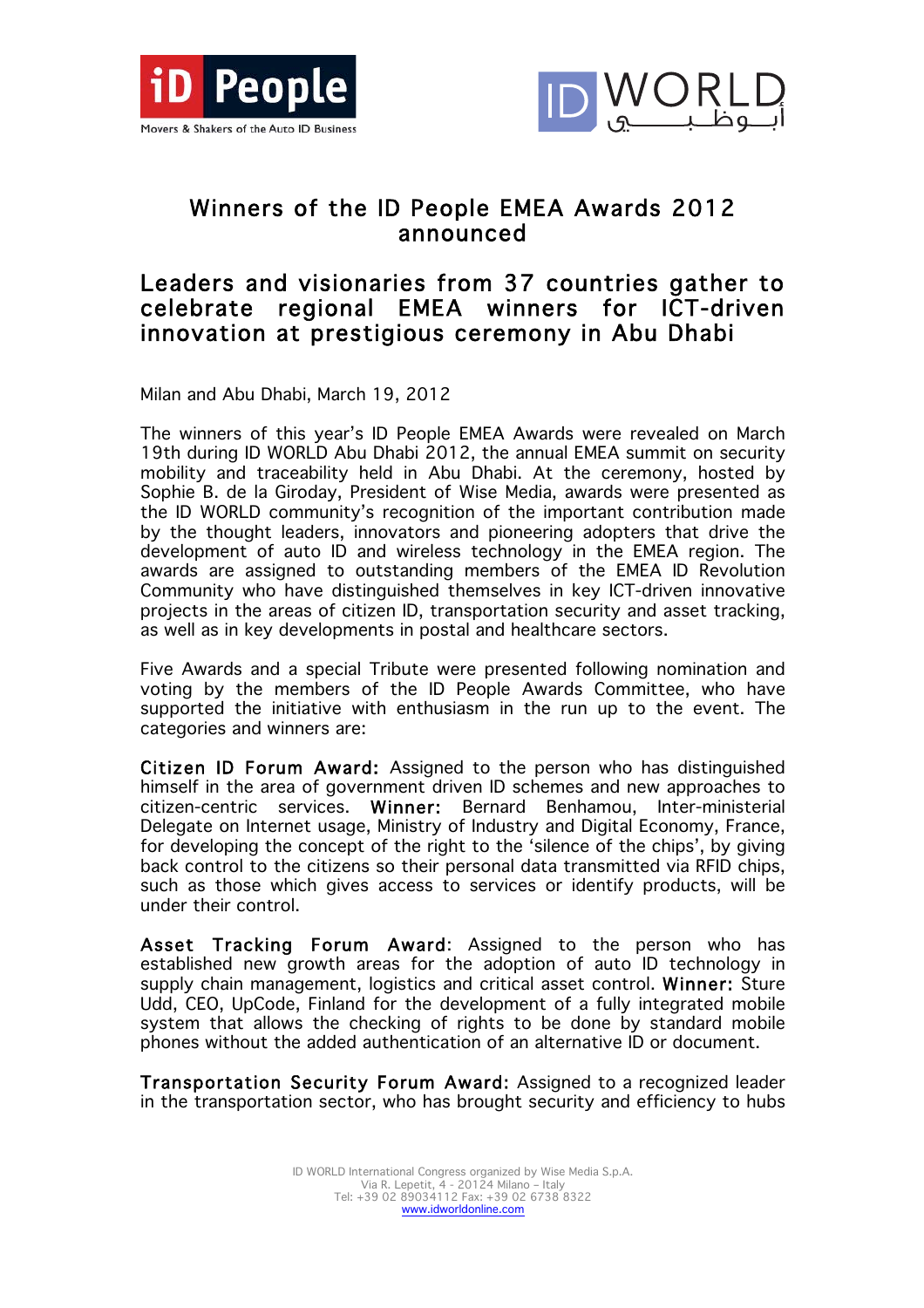# Winners of the ID People EMEA Awards 2012 announced

## Leaders and visionaries from 37 countries gather to celebrate regional EMEA winners for ICT-driven innovation at prestigious ceremony in Abu Dhabi

Milan and Abu Dhabi, March 19, 2012

The winners of this year's ID People EMEA Awards were revealed on March 19th during ID WORLD Abu Dhabi 2012, the annual EMEA summit on security mobility and traceability held in Abu Dhabi. At the ceremony, hosted by Sophie B. de la Giroday, President of Wise Media, awards were presented as the ID WORLD community's recognition of the important contribution made by the thought leaders, innovators and pioneering adopters that drive the development of auto ID and wireless technology in the EMEA region. The awards are assigned to outstanding members of the EMEA ID Revolution Community who have distinguished themselves in key ICT-driven innovative projects in the areas of citizen ID, transportation security and asset tracking, as well as in key developments in postal and healthcare sectors.

Five Awards and a special Tribute were presented following nomination and voting by the members of the ID People Awards Committee, who have supported the initiative with enthusiasm in the run up to the event. The categories and winners are:

**Citizen ID Forum Award:** Assigned to the person who has distinguished himself in the area of government driven ID schemes and new approaches to citizen-centric services. **Winner:** Bernard Benhamou, Inter-ministerial Delegate on Internet usage, Ministry of Industry and Digital Economy, France, for developing the concept of the right to the 'silence of the chips', by giving back control to the citizens so their personal data transmitted via RFID chips, such as those which gives access to services or identify products, will be under their control.

**Asset Tracking Forum Award**: Assigned to the person who has established new growth areas for the adoption of auto ID technology in supply chain management, logistics and critical asset control. **Winner:** Sture Udd, CEO, UpCode, Finland for the development of a fully integrated mobile system that allows the checking of rights to be done by standard mobile phones without the added authentication of an alternative ID or document.

**Transportation Security Forum Award:** Assigned to a recognized leader in the transportation sector, who has brought security and efficiency to hubs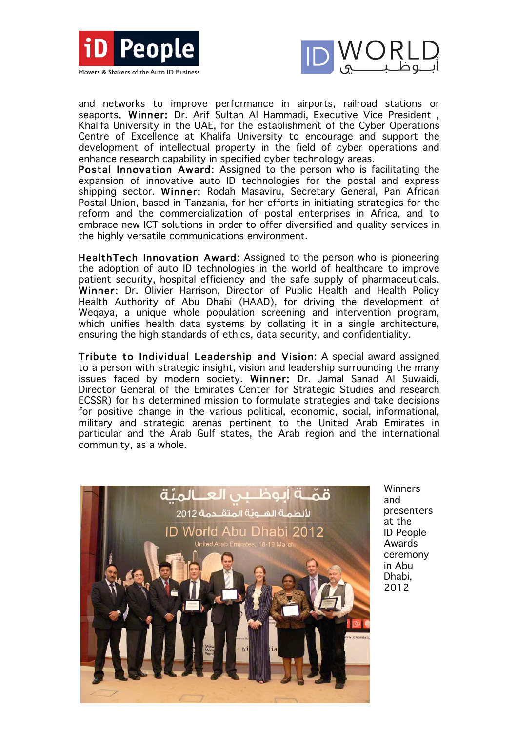and networks to improve performance in airports, railroad stations or seaports. **Winner:** Dr. Arif Sultan Al Hammadi, Executive Vice President , Khalifa University in the UAE, for the establishment of the Cyber Operations Centre of Excellence at Khalifa University to encourage and support the development of intellectual property in the field of cyber operations and enhance research capability in specified cyber technology areas.

**Postal Innovation Award:** Assigned to the person who is facilitating the expansion of innovative auto ID technologies for the postal and express shipping sector. **Winner:** Rodah Masaviru, Secretary General, Pan African Postal Union, based in Tanzania, for her efforts in initiating strategies for the reform and the commercialization of postal enterprises in Africa, and to embrace new ICT solutions in order to offer diversified and quality services in the highly versatile communications environment.

**HealthTech Innovation Award**: Assigned to the person who is pioneering the adoption of auto ID technologies in the world of healthcare to improve patient security, hospital efficiency and the safe supply of pharmaceuticals. **Winner:** Dr. Olivier Harrison, Director of Public Health and Health Policy Health Authority of Abu Dhabi (HAAD), for driving the development of Weqaya, a unique whole population screening and intervention program, which unifies health data systems by collating it in a single architecture, ensuring the high standards of ethics, data security, and confidentiality.

**Tribute to Individual Leadership and Vision**: A special award assigned to a person with strategic insight, vision and leadership surrounding the many issues faced by modern society. **Winner:** Dr. Jamal Sanad Al Suwaidi, Director General of the Emirates Center for Strategic Studies and research ECSSR) for his determined mission to formulate strategies and take decisions for positive change in the various political, economic, social, informational, military and strategic arenas pertinent to the United Arab Emirates in particular and the Arab Gulf states, the Arab region and the international community, as a whole.

Winners and presenters at the ID People Awards ceremony in Abu Dhabi, 2012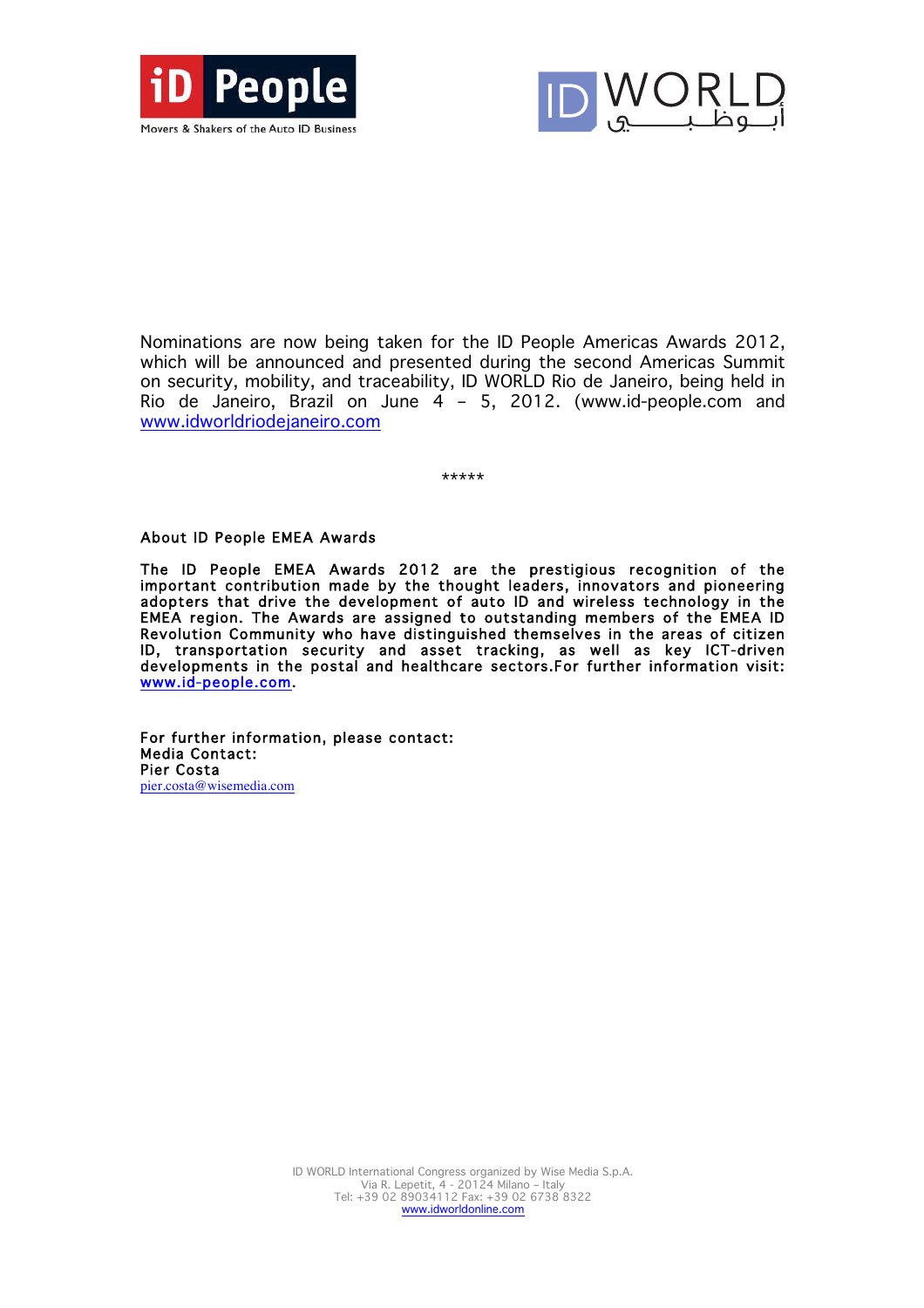Nominations are now being taken for the ID People Americas Awards 2012, which will be announced and presented during the second Americas Summit on security, mobility, and traceability, ID WORLD Rio de Janeiro, being held in Rio de Janeiro, Brazil on June 4 – 5, 2012. (www.id-people.com and www.idworldriodejaneiro.com

\*\*\*\*\*

**About ID People EMEA Awards**

The ID People EMEA Awards 2012 are the prestigious recognition of the important contribution made by the thought leaders, innovators and pioneering adopters that drive the development of auto ID and wireless technology in the EMEA region. The Awards are assigned to outstanding members of the EMEA ID Revolution Community who have distinguished themselves in the areas of citizen ID, transportation security and asset tracking, as well as key ICT-driven developments in the postal and healthcare sectors.For further information visit: www.id-people.com.

For further information, please contact:
Media Contact:
Pier Costa
pier.costa@wisemedia.com

ID WORLD International Congress organized by Wise Media S.p.A.
Via R. Lepetit, 4 - 20124 Milano – Italy
Tel: +39 02 89034112 Fax: +39 02 6738 8322
www.idworldonline.com